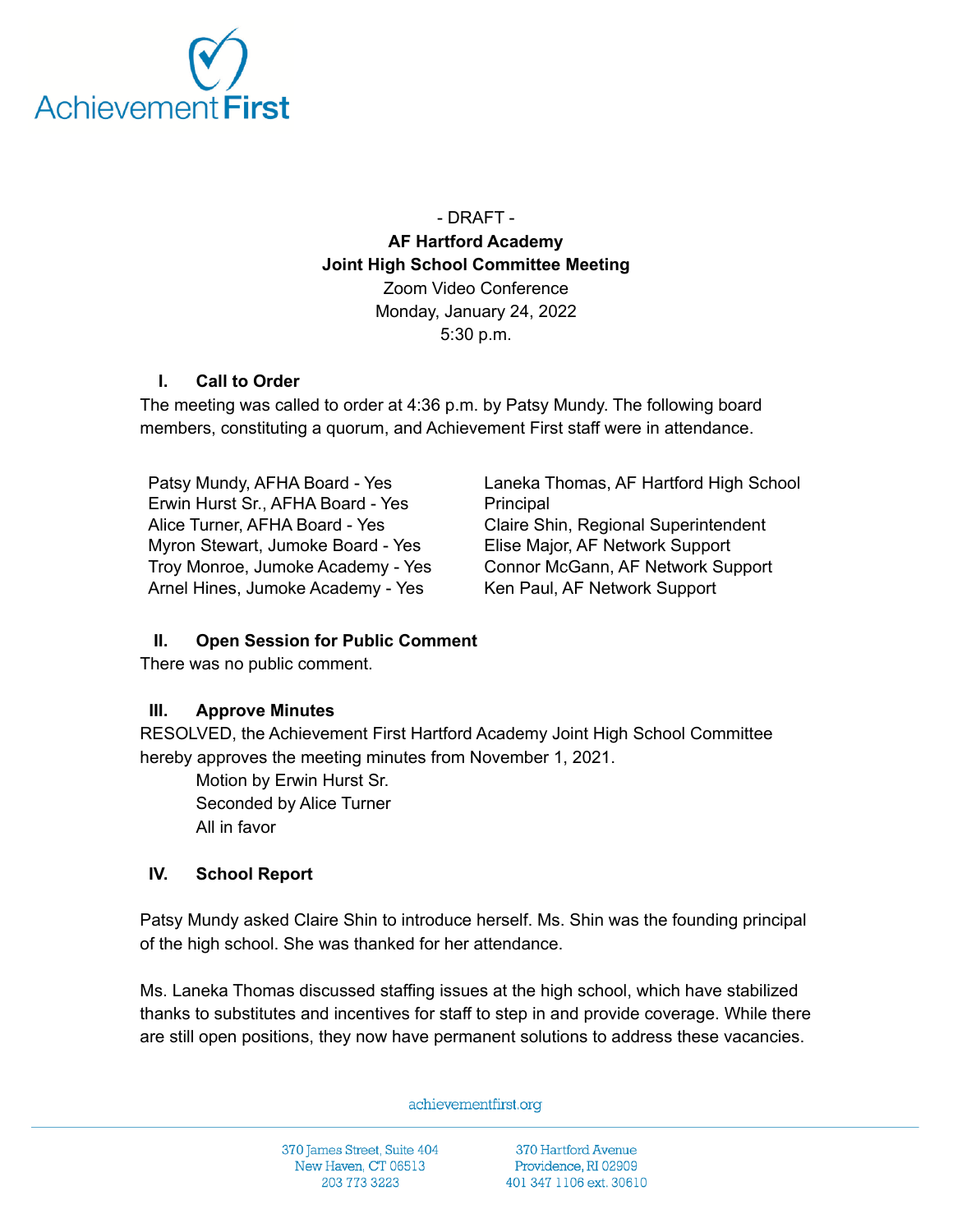- DRAFT -

**AF Hartford Academy**
**Joint High School Committee Meeting**
Zoom Video Conference
Monday, January 24, 2022
5:30 p.m.

## I. Call to Order

The meeting was called to order at 4:36 p.m. by Patsy Mundy. The following board members, constituting a quorum, and Achievement First staff were in attendance.

Patsy Mundy, AFHA Board - Yes
Erwin Hurst Sr., AFHA Board - Yes
Alice Turner, AFHA Board - Yes
Myron Stewart, Jumoke Board - Yes
Troy Monroe, Jumoke Academy - Yes
Arnel Hines, Jumoke Academy - Yes

Laneka Thomas, AF Hartford High School Principal
Claire Shin, Regional Superintendent
Elise Major, AF Network Support
Connor McGann, AF Network Support
Ken Paul, AF Network Support

## II. Open Session for Public Comment

There was no public comment.

## III. Approve Minutes

RESOLVED, the Achievement First Hartford Academy Joint High School Committee hereby approves the meeting minutes from November 1, 2021.

Motion by Erwin Hurst Sr.
Seconded by Alice Turner
All in favor

## IV. School Report

Patsy Mundy asked Claire Shin to introduce herself. Ms. Shin was the founding principal of the high school. She was thanked for her attendance.

Ms. Laneka Thomas discussed staffing issues at the high school, which have stabilized thanks to substitutes and incentives for staff to step in and provide coverage. While there are still open positions, they now have permanent solutions to address these vacancies.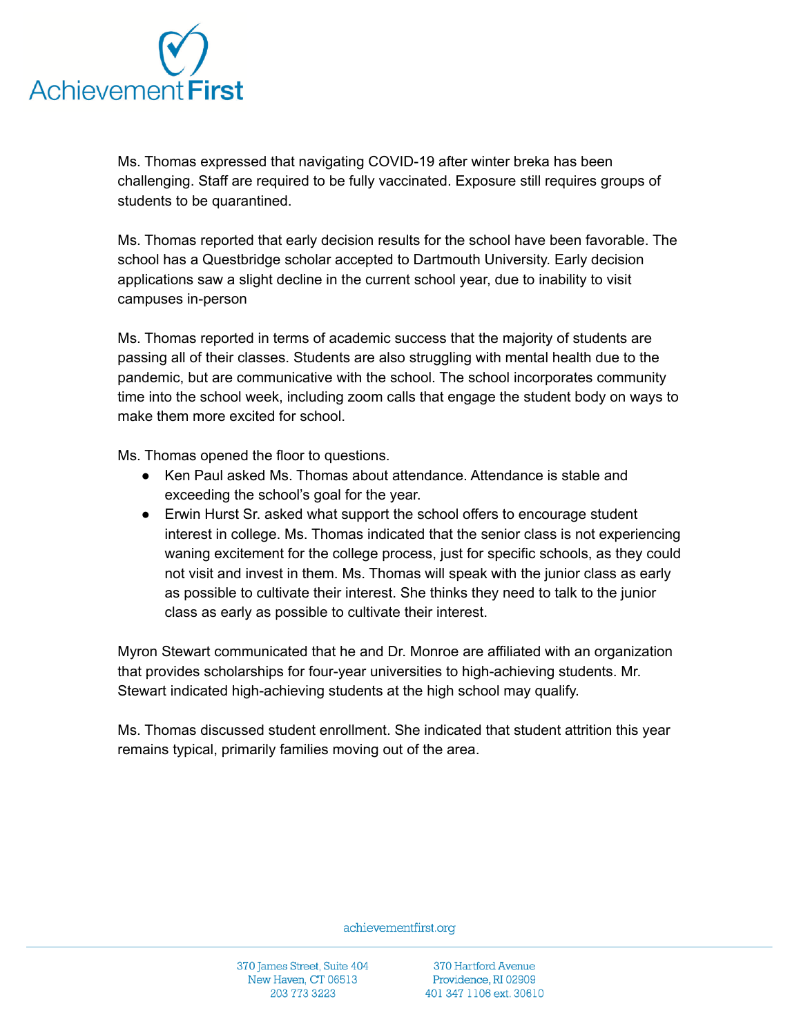Ms. Thomas expressed that navigating COVID-19 after winter breka has been challenging. Staff are required to be fully vaccinated. Exposure still requires groups of students to be quarantined.

Ms. Thomas reported that early decision results for the school have been favorable. The school has a Questbridge scholar accepted to Dartmouth University. Early decision applications saw a slight decline in the current school year, due to inability to visit campuses in-person

Ms. Thomas reported in terms of academic success that the majority of students are passing all of their classes. Students are also struggling with mental health due to the pandemic, but are communicative with the school. The school incorporates community time into the school week, including zoom calls that engage the student body on ways to make them more excited for school.

Ms. Thomas opened the floor to questions.

- Ken Paul asked Ms. Thomas about attendance. Attendance is stable and exceeding the school's goal for the year.
- Erwin Hurst Sr. asked what support the school offers to encourage student interest in college. Ms. Thomas indicated that the senior class is not experiencing waning excitement for the college process, just for specific schools, as they could not visit and invest in them. Ms. Thomas will speak with the junior class as early as possible to cultivate their interest. She thinks they need to talk to the junior class as early as possible to cultivate their interest.

Myron Stewart communicated that he and Dr. Monroe are affiliated with an organization that provides scholarships for four-year universities to high-achieving students. Mr. Stewart indicated high-achieving students at the high school may qualify.

Ms. Thomas discussed student enrollment. She indicated that student attrition this year remains typical, primarily families moving out of the area.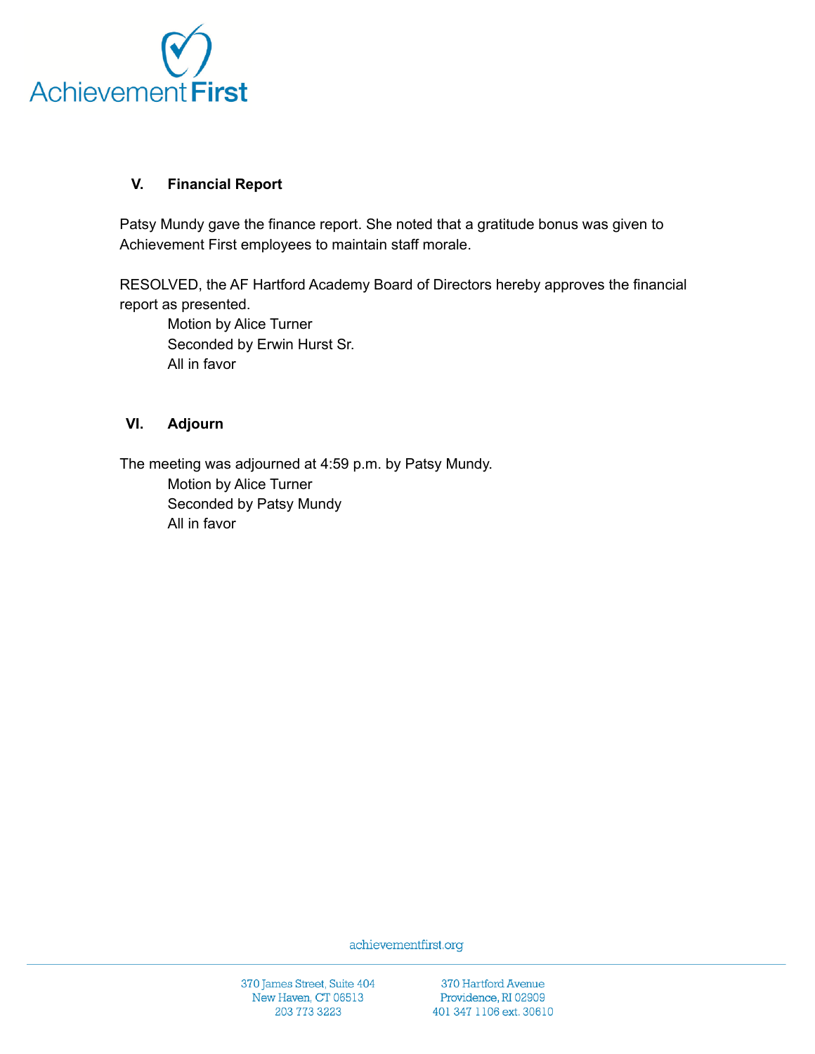## V. Financial Report

Patsy Mundy gave the finance report. She noted that a gratitude bonus was given to Achievement First employees to maintain staff morale.

RESOLVED, the AF Hartford Academy Board of Directors hereby approves the financial report as presented.

Motion by Alice Turner
Seconded by Erwin Hurst Sr.
All in favor

## VI. Adjourn

The meeting was adjourned at 4:59 p.m. by Patsy Mundy.

Motion by Alice Turner
Seconded by Patsy Mundy
All in favor